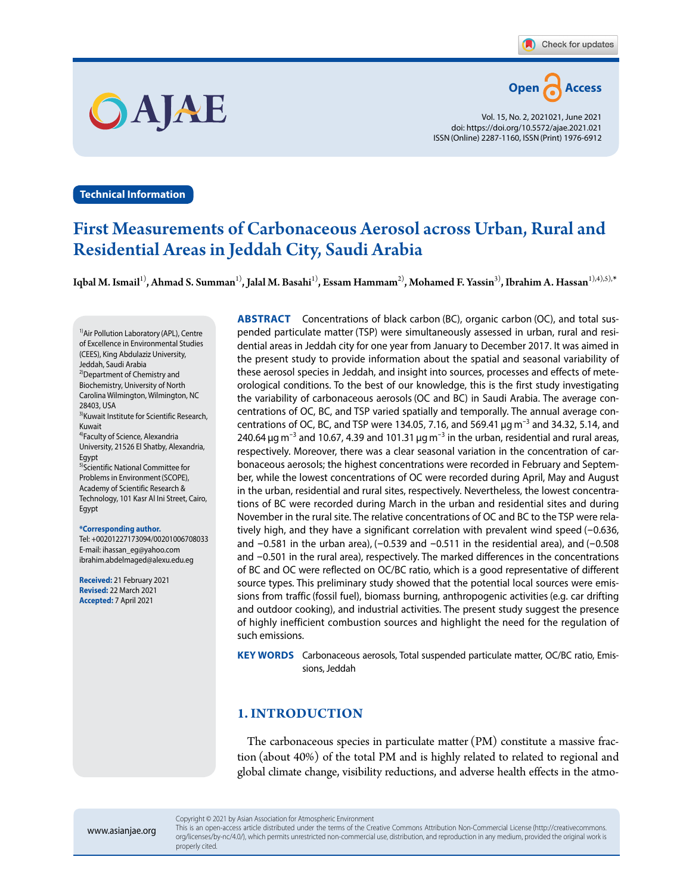Technical Information

# First Measurements of Carbonaceous Aerosol across Urban, Rural and Residential Areas in Jeddah City, Saudi Arabia

**Iqbal M. Ismail[1)], Ahmad S. Summan[1)], Jalal M. Basahi[1)], Essam Hammam[2)], Mohamed F. Yassin[3)], Ibrahim A. Hassan[1),4),5),*]**

[1)] Air Pollution Laboratory (APL), Centre of Excellence in Environmental Studies (CEES), King Abdulaziz University, Jeddah, Saudi Arabia
[2)] Department of Chemistry and Biochemistry, University of North Carolina Wilmington, Wilmington, NC 28403, USA
[3)] Kuwait Institute for Scientific Research, Kuwait
[4)] Faculty of Science, Alexandria University, 21526 El Shatby, Alexandria, Egypt
[5)] Scientific National Committee for Problems in Environment (SCOPE), Academy of Scientific Research & Technology, 101 Kasr Al Ini Street, Cairo, Egypt

**\*Corresponding author.**
Tel: +00201227173094/00201006708033
E-mail: ihassan_eg@yahoo.com
ibrahim.abdelmaged@alexu.edu.eg

**Received:** 21 February 2021
**Revised:** 22 March 2021
**Accepted:** 7 April 2021

**ABSTRACT** Concentrations of black carbon (BC), organic carbon (OC), and total suspended particulate matter (TSP) were simultaneously assessed in urban, rural and residential areas in Jeddah city for one year from January to December 2017. It was aimed in the present study to provide information about the spatial and seasonal variability of these aerosol species in Jeddah, and insight into sources, processes and effects of meteorological conditions. To the best of our knowledge, this is the first study investigating the variability of carbonaceous aerosols (OC and BC) in Saudi Arabia. The average concentrations of OC, BC, and TSP varied spatially and temporally. The annual average concentrations of OC, BC, and TSP were 134.05, 7.16, and 569.41 μg $m^{-3}$ and 34.32, 5.14, and 240.64 μg $m^{-3}$ and 10.67, 4.39 and 101.31 μg $m^{-3}$ in the urban, residential and rural areas, respectively. Moreover, there was a clear seasonal variation in the concentration of carbonaceous aerosols; the highest concentrations were recorded in February and September, while the lowest concentrations of OC were recorded during April, May and August in the urban, residential and rural sites, respectively. Nevertheless, the lowest concentrations of BC were recorded during March in the urban and residential sites and during November in the rural site. The relative concentrations of OC and BC to the TSP were relatively high, and they have a significant correlation with prevalent wind speed (−0.636, and −0.581 in the urban area), (−0.539 and −0.511 in the residential area), and (−0.508 and −0.501 in the rural area), respectively. The marked differences in the concentrations of BC and OC were reflected on OC/BC ratio, which is a good representative of different source types. This preliminary study showed that the potential local sources were emissions from traffic (fossil fuel), biomass burning, anthropogenic activities (e.g. car drifting and outdoor cooking), and industrial activities. The present study suggest the presence of highly inefficient combustion sources and highlight the need for the regulation of such emissions.

**KEY WORDS** Carbonaceous aerosols, Total suspended particulate matter, OC/BC ratio, Emissions, Jeddah

## 1. INTRODUCTION

The carbonaceous species in particulate matter (PM) constitute a massive fraction (about 40%) of the total PM and is highly related to related to regional and global climate change, visibility reductions, and adverse health effects in the atmo-

Copyright © 2021 by Asian Association for Atmospheric Environment
This is an open-access article distributed under the terms of the Creative Commons Attribution Non-Commercial License (http://creativecommons.org/licenses/by-nc/4.0/), which permits unrestricted non-commercial use, distribution, and reproduction in any medium, provided the original work is properly cited.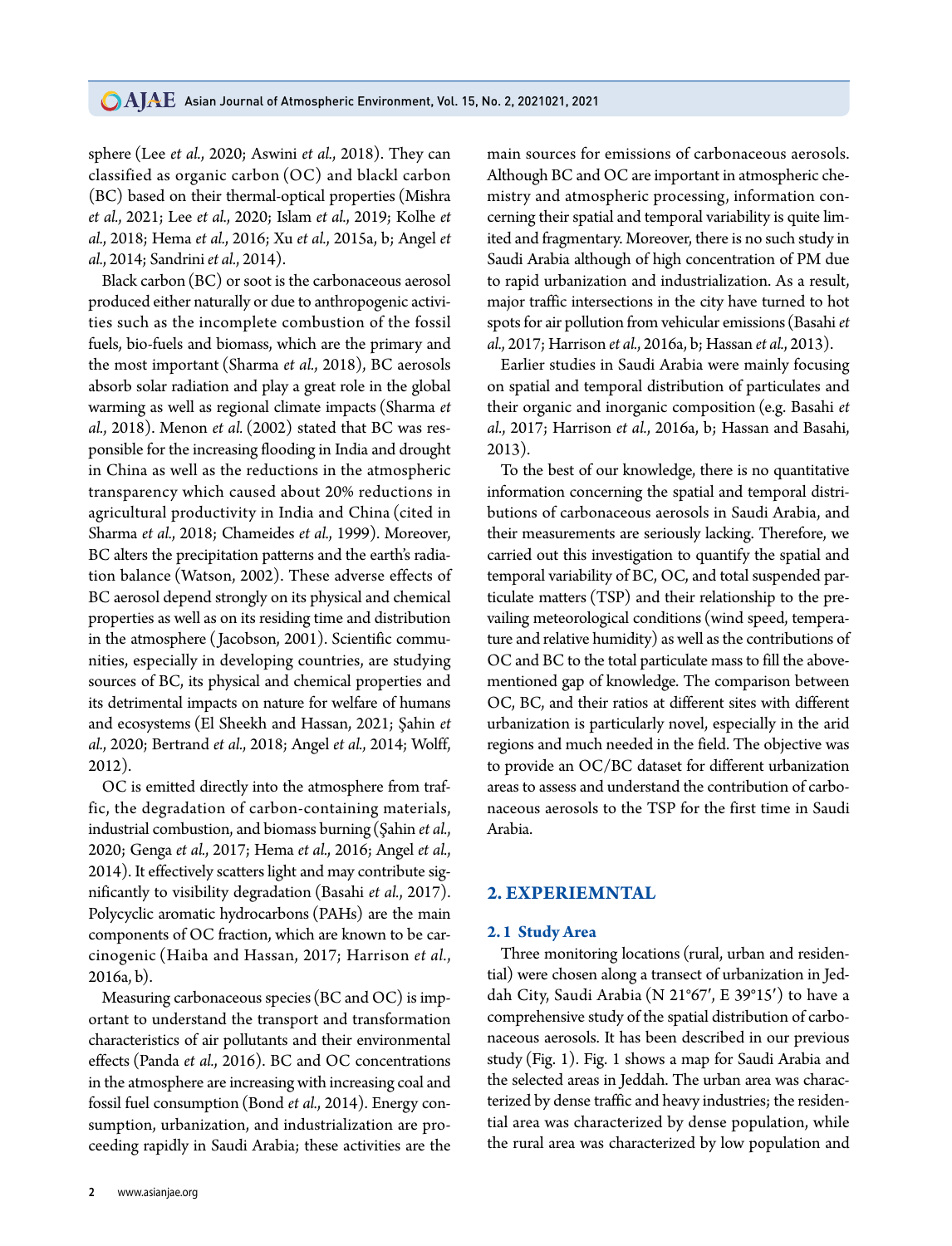sphere (Lee *et al.*, 2020; Aswini *et al.*, 2018). They can classified as organic carbon (OC) and blackl carbon (BC) based on their thermal-optical properties (Mishra *et al.*, 2021; Lee *et al.*, 2020; Islam *et al.*, 2019; Kolhe *et al.*, 2018; Hema *et al.*, 2016; Xu *et al.*, 2015a, b; Angel *et al.*, 2014; Sandrini *et al.*, 2014).

Black carbon (BC) or soot is the carbonaceous aerosol produced either naturally or due to anthropogenic activities such as the incomplete combustion of the fossil fuels, bio-fuels and biomass, which are the primary and the most important (Sharma *et al.*, 2018), BC aerosols absorb solar radiation and play a great role in the global warming as well as regional climate impacts (Sharma *et al.*, 2018). Menon *et al.* (2002) stated that BC was responsible for the increasing flooding in India and drought in China as well as the reductions in the atmospheric transparency which caused about 20% reductions in agricultural productivity in India and China (cited in Sharma *et al.*, 2018; Chameides *et al.*, 1999). Moreover, BC alters the precipitation patterns and the earth's radiation balance (Watson, 2002). These adverse effects of BC aerosol depend strongly on its physical and chemical properties as well as on its residing time and distribution in the atmosphere (Jacobson, 2001). Scientific communities, especially in developing countries, are studying sources of BC, its physical and chemical properties and its detrimental impacts on nature for welfare of humans and ecosystems (El Sheekh and Hassan, 2021; Şahin *et al.*, 2020; Bertrand *et al.*, 2018; Angel *et al.*, 2014; Wolff, 2012).

OC is emitted directly into the atmosphere from traffic, the degradation of carbon-containing materials, industrial combustion, and biomass burning (Şahin *et al.*, 2020; Genga *et al.*, 2017; Hema *et al.*, 2016; Angel *et al.*, 2014). It effectively scatters light and may contribute significantly to visibility degradation (Basahi *et al.*, 2017). Polycyclic aromatic hydrocarbons (PAHs) are the main components of OC fraction, which are known to be carcinogenic (Haiba and Hassan, 2017; Harrison *et al.*, 2016a, b).

Measuring carbonaceous species (BC and OC) is important to understand the transport and transformation characteristics of air pollutants and their environmental effects (Panda *et al.*, 2016). BC and OC concentrations in the atmosphere are increasing with increasing coal and fossil fuel consumption (Bond *et al.*, 2014). Energy consumption, urbanization, and industrialization are proceeding rapidly in Saudi Arabia; these activities are the main sources for emissions of carbonaceous aerosols. Although BC and OC are important in atmospheric chemistry and atmospheric processing, information concerning their spatial and temporal variability is quite limited and fragmentary. Moreover, there is no such study in Saudi Arabia although of high concentration of PM due to rapid urbanization and industrialization. As a result, major traffic intersections in the city have turned to hot spots for air pollution from vehicular emissions (Basahi *et al.*, 2017; Harrison *et al.*, 2016a, b; Hassan *et al.*, 2013).

Earlier studies in Saudi Arabia were mainly focusing on spatial and temporal distribution of particulates and their organic and inorganic composition (e.g. Basahi *et al.*, 2017; Harrison *et al.*, 2016a, b; Hassan and Basahi, 2013).

To the best of our knowledge, there is no quantitative information concerning the spatial and temporal distributions of carbonaceous aerosols in Saudi Arabia, and their measurements are seriously lacking. Therefore, we carried out this investigation to quantify the spatial and temporal variability of BC, OC, and total suspended particulate matters (TSP) and their relationship to the prevailing meteorological conditions (wind speed, temperature and relative humidity) as well as the contributions of OC and BC to the total particulate mass to fill the above-mentioned gap of knowledge. The comparison between OC, BC, and their ratios at different sites with different urbanization is particularly novel, especially in the arid regions and much needed in the field. The objective was to provide an OC/BC dataset for different urbanization areas to assess and understand the contribution of carbonaceous aerosols to the TSP for the first time in Saudi Arabia.

## 2. EXPERIEMNTAL

### 2.1 Study Area

Three monitoring locations (rural, urban and residential) were chosen along a transect of urbanization in Jeddah City, Saudi Arabia (N 21°67′, E 39°15′) to have a comprehensive study of the spatial distribution of carbonaceous aerosols. It has been described in our previous study (Fig. 1). Fig. 1 shows a map for Saudi Arabia and the selected areas in Jeddah. The urban area was characterized by dense traffic and heavy industries; the residential area was characterized by dense population, while the rural area was characterized by low population and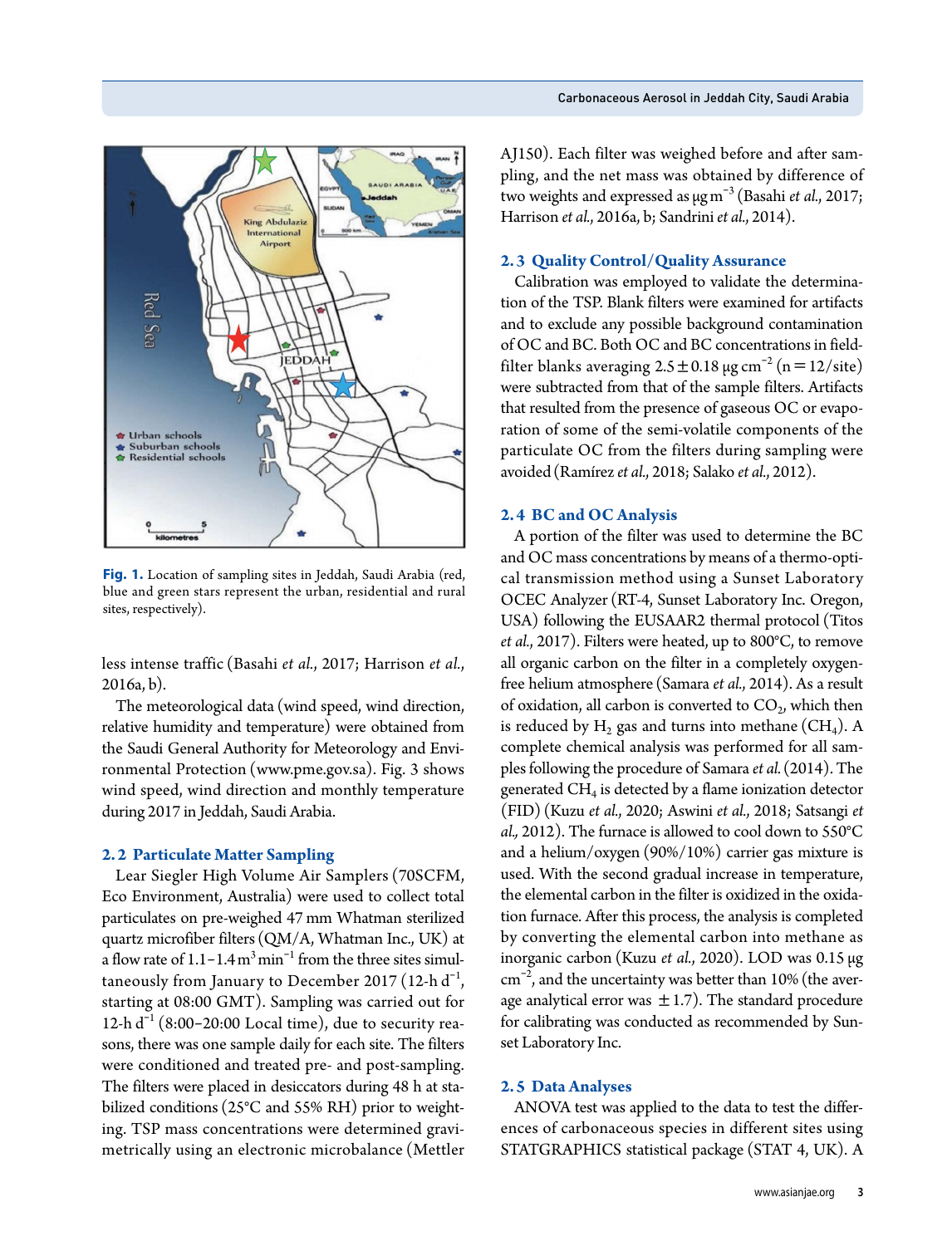Fig. 1. Location of sampling sites in Jeddah, Saudi Arabia (red, blue and green stars represent the urban, residential and rural sites, respectively).

less intense traffic (Basahi *et al.*, 2017; Harrison *et al.*, 2016a, b).

The meteorological data (wind speed, wind direction, relative humidity and temperature) were obtained from the Saudi General Authority for Meteorology and Environmental Protection (www.pme.gov.sa). Fig. 3 shows wind speed, wind direction and monthly temperature during 2017 in Jeddah, Saudi Arabia.

## 2.2 Particulate Matter Sampling

Lear Siegler High Volume Air Samplers (70SCFM, Eco Environment, Australia) were used to collect total particulates on pre-weighed 47 mm Whatman sterilized quartz microfiber filters (QM/A, Whatman Inc., UK) at a flow rate of 1.1–1.4 $m^3$ $min^{-1}$ from the three sites simultaneously from January to December 2017 (12-h $d^{-1}$, starting at 08:00 GMT). Sampling was carried out for 12-h $d^{-1}$ (8:00–20:00 Local time), due to security reasons, there was one sample daily for each site. The filters were conditioned and treated pre- and post-sampling. The filters were placed in desiccators during 48 h at stabilized conditions (25°C and 55% RH) prior to weighing. TSP mass concentrations were determined gravimetrically using an electronic microbalance (Mettler AJ150). Each filter was weighed before and after sampling, and the net mass was obtained by difference of two weights and expressed as µg $m^{-3}$ (Basahi *et al.*, 2017; Harrison *et al.*, 2016a, b; Sandrini *et al.*, 2014).

## 2.3 Quality Control/Quality Assurance

Calibration was employed to validate the determination of the TSP. Blank filters were examined for artifacts and to exclude any possible background contamination of OC and BC. Both OC and BC concentrations in field-filter blanks averaging 2.5 ± 0.18 µg $cm^{-2}$ (n = 12/site) were subtracted from that of the sample filters. Artifacts that resulted from the presence of gaseous OC or evaporation of some of the semi-volatile components of the particulate OC from the filters during sampling were avoided (Ramírez *et al.*, 2018; Salako *et al.*, 2012).

## 2.4 BC and OC Analysis

A portion of the filter was used to determine the BC and OC mass concentrations by means of a thermo-optical transmission method using a Sunset Laboratory OCEC Analyzer (RT-4, Sunset Laboratory Inc. Oregon, USA) following the EUSAAR2 thermal protocol (Titos *et al.*, 2017). Filters were heated, up to 800°C, to remove all organic carbon on the filter in a completely oxygen-free helium atmosphere (Samara *et al.*, 2014). As a result of oxidation, all carbon is converted to $CO_2$, which then is reduced by $H_2$ gas and turns into methane ($CH_4$). A complete chemical analysis was performed for all samples following the procedure of Samara *et al.* (2014). The generated $CH_4$ is detected by a flame ionization detector (FID) (Kuzu *et al.*, 2020; Aswini *et al.*, 2018; Satsangi *et al.*, 2012). The furnace is allowed to cool down to 550°C and a helium/oxygen (90%/10%) carrier gas mixture is used. With the second gradual increase in temperature, the elemental carbon in the filter is oxidized in the oxidation furnace. After this process, the analysis is completed by converting the elemental carbon into methane as inorganic carbon (Kuzu *et al.*, 2020). LOD was 0.15 µg $cm^{-2}$, and the uncertainty was better than 10% (the average analytical error was ± 1.7). The standard procedure for calibrating was conducted as recommended by Sunset Laboratory Inc.

## 2.5 Data Analyses

ANOVA test was applied to the data to test the differences of carbonaceous species in different sites using STATGRAPHICS statistical package (STAT 4, UK). A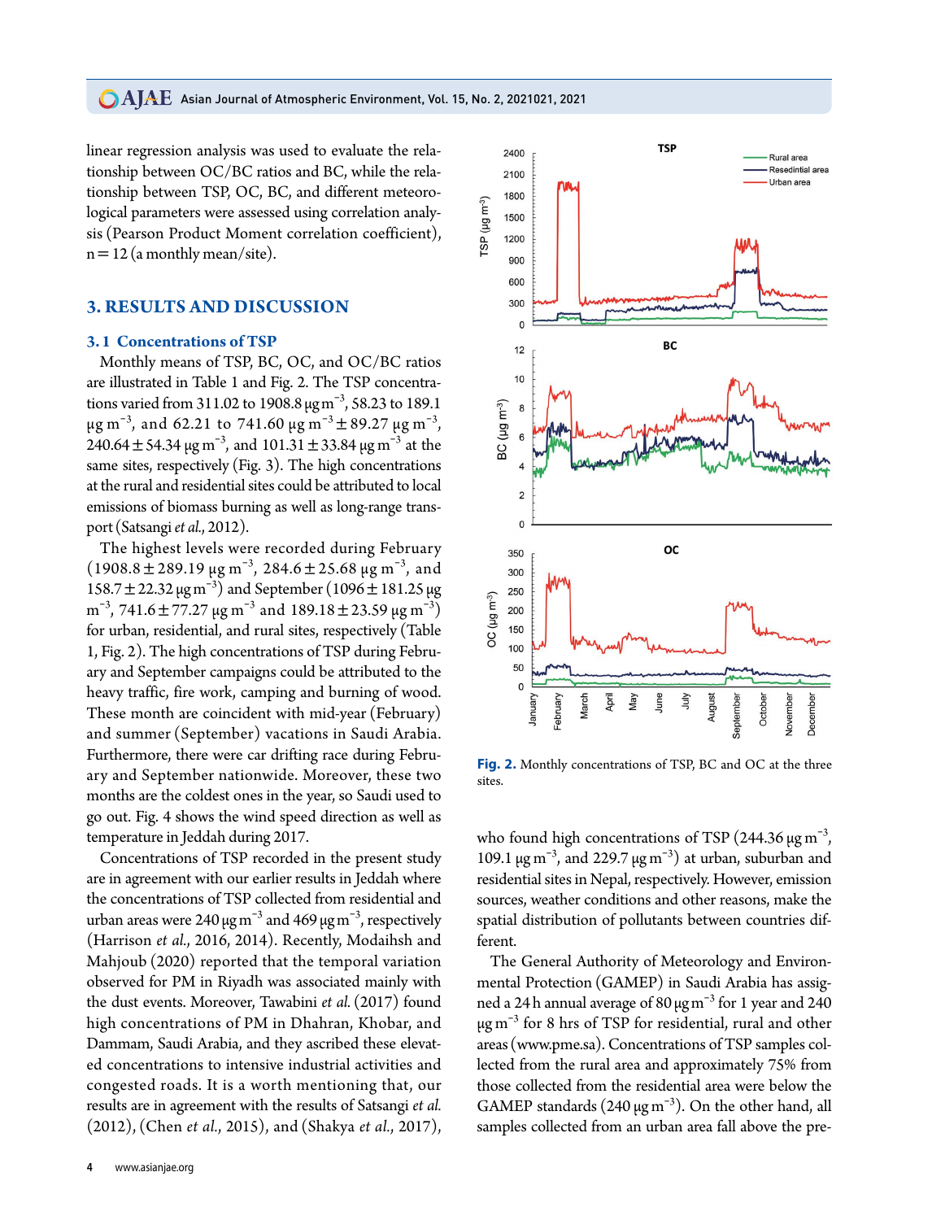linear regression analysis was used to evaluate the relationship between OC/BC ratios and BC, while the relationship between TSP, OC, BC, and different meteorological parameters were assessed using correlation analysis (Pearson Product Moment correlation coefficient), n = 12 (a monthly mean/site).

## 3. RESULTS AND DISCUSSION

### 3.1 Concentrations of TSP

Monthly means of TSP, BC, OC, and OC/BC ratios are illustrated in Table 1 and Fig. 2. The TSP concentrations varied from 311.02 to 1908.8 $\mu g\,m^{-3}$, 58.23 to 189.1 $\mu g\,m^{-3}$, and 62.21 to 741.60 $\mu g\,m^{-3} \pm 89.27\ \mu g\,m^{-3}$, $240.64 \pm 54.34\ \mu g\,m^{-3}$, and $101.31 \pm 33.84\ \mu g\,m^{-3}$ at the same sites, respectively (Fig. 3). The high concentrations at the rural and residential sites could be attributed to local emissions of biomass burning as well as long-range transport (Satsangi *et al.*, 2012).

The highest levels were recorded during February ($1908.8 \pm 289.19\ \mu g\,m^{-3}$, $284.6 \pm 25.68\ \mu g\,m^{-3}$, and $158.7 \pm 22.32\ \mu g\,m^{-3}$) and September ($1096 \pm 181.25\ \mu g\,m^{-3}$, $741.6 \pm 77.27\ \mu g\,m^{-3}$ and $189.18 \pm 23.59\ \mu g\,m^{-3}$) for urban, residential, and rural sites, respectively (Table 1, Fig. 2). The high concentrations of TSP during February and September campaigns could be attributed to the heavy traffic, fire work, camping and burning of wood. These month are coincident with mid-year (February) and summer (September) vacations in Saudi Arabia. Furthermore, there were car drifting race during February and September nationwide. Moreover, these two months are the coldest ones in the year, so Saudi used to go out. Fig. 4 shows the wind speed direction as well as temperature in Jeddah during 2017.

Concentrations of TSP recorded in the present study are in agreement with our earlier results in Jeddah where the concentrations of TSP collected from residential and urban areas were 240 $\mu g\,m^{-3}$ and 469 $\mu g\,m^{-3}$, respectively (Harrison *et al.*, 2016, 2014). Recently, Modaihsh and Mahjoub (2020) reported that the temporal variation observed for PM in Riyadh was associated mainly with the dust events. Moreover, Tawabini *et al.* (2017) found high concentrations of PM in Dhahran, Khobar, and Dammam, Saudi Arabia, and they ascribed these elevated concentrations to intensive industrial activities and congested roads. It is a worth mentioning that, our results are in agreement with the results of Satsangi *et al.* (2012), (Chen *et al.*, 2015), and (Shakya *et al.*, 2017), who found high concentrations of TSP (244.36 $\mu g\,m^{-3}$, 109.1 $\mu g\,m^{-3}$, and 229.7 $\mu g\,m^{-3}$) at urban, suburban and residential sites in Nepal, respectively. However, emission sources, weather conditions and other reasons, make the spatial distribution of pollutants between countries different.

**Fig. 2.** Monthly concentrations of TSP, BC and OC at the three sites.

The General Authority of Meteorology and Environmental Protection (GAMEP) in Saudi Arabia has assigned a 24 h annual average of 80 $\mu g\,m^{-3}$ for 1 year and 240 $\mu g\,m^{-3}$ for 8 hrs of TSP for residential, rural and other areas (www.pme.sa). Concentrations of TSP samples collected from the rural area and approximately 75% from those collected from the residential area were below the GAMEP standards (240 $\mu g\,m^{-3}$). On the other hand, all samples collected from an urban area fall above the pre-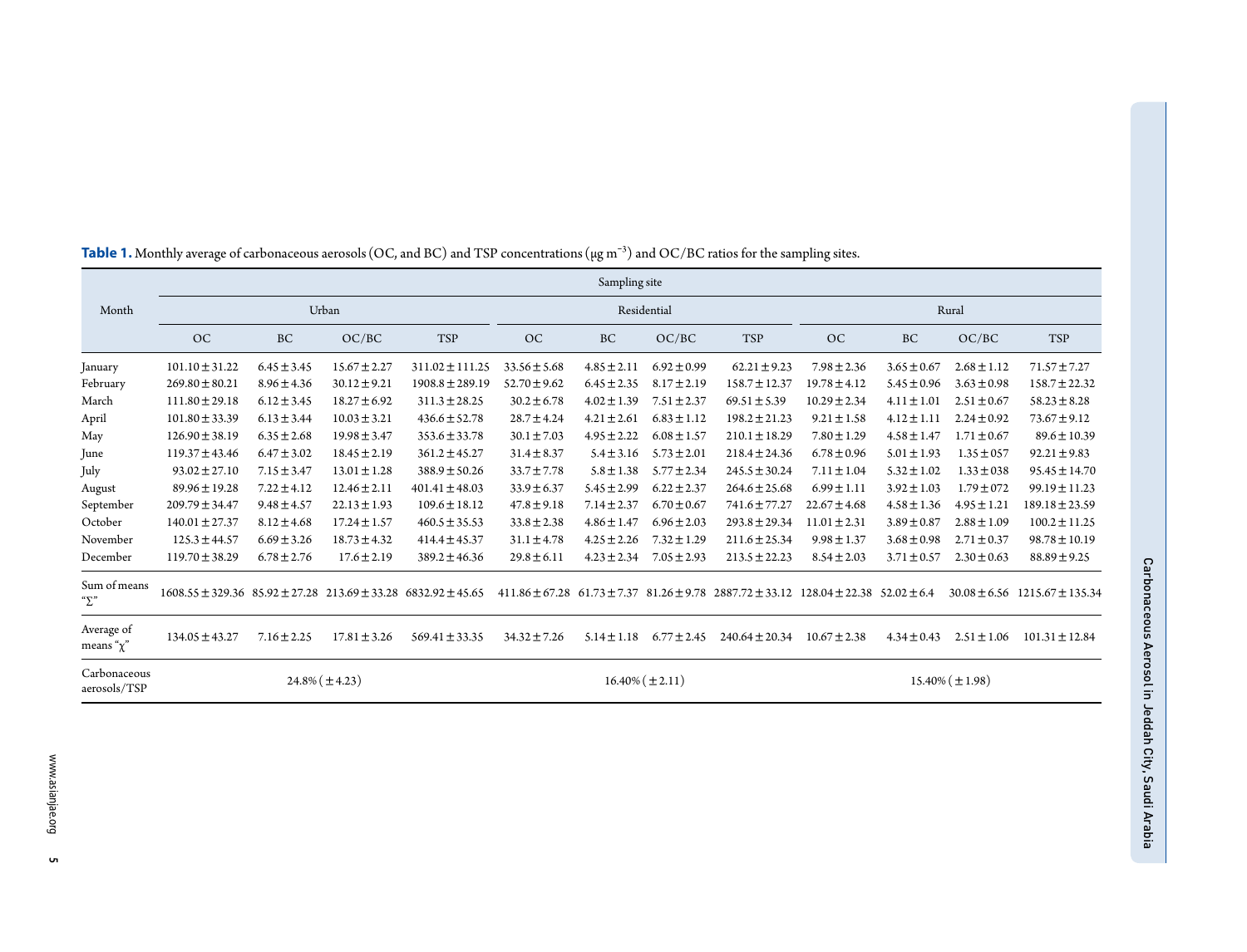**Table 1.** Monthly average of carbonaceous aerosols (OC, and BC) and TSP concentrations (μg m$^{-3}$) and OC/BC ratios for the sampling sites.

| Month | Sampling site | | | | | | | | | | | |
|---|---|---|---|---|---|---|---|---|---|---|---|---|
| | Urban | | | | Residential | | | | Rural | | | |
| | OC | BC | OC/BC | TSP | OC | BC | OC/BC | TSP | OC | BC | OC/BC | TSP |
| January | 101.10 ± 31.22 | 6.45 ± 3.45 | 15.67 ± 2.27 | 311.02 ± 111.25 | 33.56 ± 5.68 | 4.85 ± 2.11 | 6.92 ± 0.99 | 62.21 ± 9.23 | 7.98 ± 2.36 | 3.65 ± 0.67 | 2.68 ± 1.12 | 71.57 ± 7.27 |
| February | 269.80 ± 80.21 | 8.96 ± 4.36 | 30.12 ± 9.21 | 1908.8 ± 289.19 | 52.70 ± 9.62 | 6.45 ± 2.35 | 8.17 ± 2.19 | 158.7 ± 12.37 | 19.78 ± 4.12 | 5.45 ± 0.96 | 3.63 ± 0.98 | 158.7 ± 22.32 |
| March | 111.80 ± 29.18 | 6.12 ± 3.45 | 18.27 ± 6.92 | 311.3 ± 28.25 | 30.2 ± 6.78 | 4.02 ± 1.39 | 7.51 ± 2.37 | 69.51 ± 5.39 | 10.29 ± 2.34 | 4.11 ± 1.01 | 2.51 ± 0.67 | 58.23 ± 8.28 |
| April | 101.80 ± 33.39 | 6.13 ± 3.44 | 10.03 ± 3.21 | 436.6 ± 52.78 | 28.7 ± 4.24 | 4.21 ± 2.61 | 6.83 ± 1.12 | 198.2 ± 21.23 | 9.21 ± 1.58 | 4.12 ± 1.11 | 2.24 ± 0.92 | 73.67 ± 9.12 |
| May | 126.90 ± 38.19 | 6.35 ± 2.68 | 19.98 ± 3.47 | 353.6 ± 33.78 | 30.1 ± 7.03 | 4.95 ± 2.22 | 6.08 ± 1.57 | 210.1 ± 18.29 | 7.80 ± 1.29 | 4.58 ± 1.47 | 1.71 ± 0.67 | 89.6 ± 10.39 |
| June | 119.37 ± 43.46 | 6.47 ± 3.02 | 18.45 ± 2.19 | 361.2 ± 45.27 | 31.4 ± 8.37 | 5.4 ± 3.16 | 5.73 ± 2.01 | 218.4 ± 24.36 | 6.78 ± 0.96 | 5.01 ± 1.93 | 1.35 ± 057 | 92.21 ± 9.83 |
| July | 93.02 ± 27.10 | 7.15 ± 3.47 | 13.01 ± 1.28 | 388.9 ± 50.26 | 33.7 ± 7.78 | 5.8 ± 1.38 | 5.77 ± 2.34 | 245.5 ± 30.24 | 7.11 ± 1.04 | 5.32 ± 1.02 | 1.33 ± 038 | 95.45 ± 14.70 |
| August | 89.96 ± 19.28 | 7.22 ± 4.12 | 12.46 ± 2.11 | 401.41 ± 48.03 | 33.9 ± 6.37 | 5.45 ± 2.99 | 6.22 ± 2.37 | 264.6 ± 25.68 | 6.99 ± 1.11 | 3.92 ± 1.03 | 1.79 ± 072 | 99.19 ± 11.23 |
| September | 209.79 ± 34.47 | 9.48 ± 4.57 | 22.13 ± 1.93 | 109.6 ± 18.12 | 47.8 ± 9.18 | 7.14 ± 2.37 | 6.70 ± 0.67 | 741.6 ± 77.27 | 22.67 ± 4.68 | 4.58 ± 1.36 | 4.95 ± 1.21 | 189.18 ± 23.59 |
| October | 140.01 ± 27.37 | 8.12 ± 4.68 | 17.24 ± 1.57 | 460.5 ± 35.53 | 33.8 ± 2.38 | 4.86 ± 1.47 | 6.96 ± 2.03 | 293.8 ± 29.34 | 11.01 ± 2.31 | 3.89 ± 0.87 | 2.88 ± 1.09 | 100.2 ± 11.25 |
| November | 125.3 ± 44.57 | 6.69 ± 3.26 | 18.73 ± 4.32 | 414.4 ± 45.37 | 31.1 ± 4.78 | 4.25 ± 2.26 | 7.32 ± 1.29 | 211.6 ± 25.34 | 9.98 ± 1.37 | 3.68 ± 0.98 | 2.71 ± 0.37 | 98.78 ± 10.19 |
| December | 119.70 ± 38.29 | 6.78 ± 2.76 | 17.6 ± 2.19 | 389.2 ± 46.36 | 29.8 ± 6.11 | 4.23 ± 2.34 | 7.05 ± 2.93 | 213.5 ± 22.23 | 8.54 ± 2.03 | 3.71 ± 0.57 | 2.30 ± 0.63 | 88.89 ± 9.25 |
| Sum of means "Σ" | 1608.55 ± 329.36 | 85.92 ± 27.28 | 213.69 ± 33.28 | 6832.92 ± 45.65 | 411.86 ± 67.28 | 61.73 ± 7.37 | 81.26 ± 9.78 | 2887.72 ± 33.12 | 128.04 ± 22.38 | 52.02 ± 6.4 | 30.08 ± 6.56 | 1215.67 ± 135.34 |
| Average of means "χ" | 134.05 ± 43.27 | 7.16 ± 2.25 | 17.81 ± 3.26 | 569.41 ± 33.35 | 34.32 ± 7.26 | 5.14 ± 1.18 | 6.77 ± 2.45 | 240.64 ± 20.34 | 10.67 ± 2.38 | 4.34 ± 0.43 | 2.51 ± 1.06 | 101.31 ± 12.84 |
| Carbonaceous aerosols/TSP | 24.8% (±4.23) | | | | 16.40% (±2.11) | | | | 15.40% (±1.98) | | | |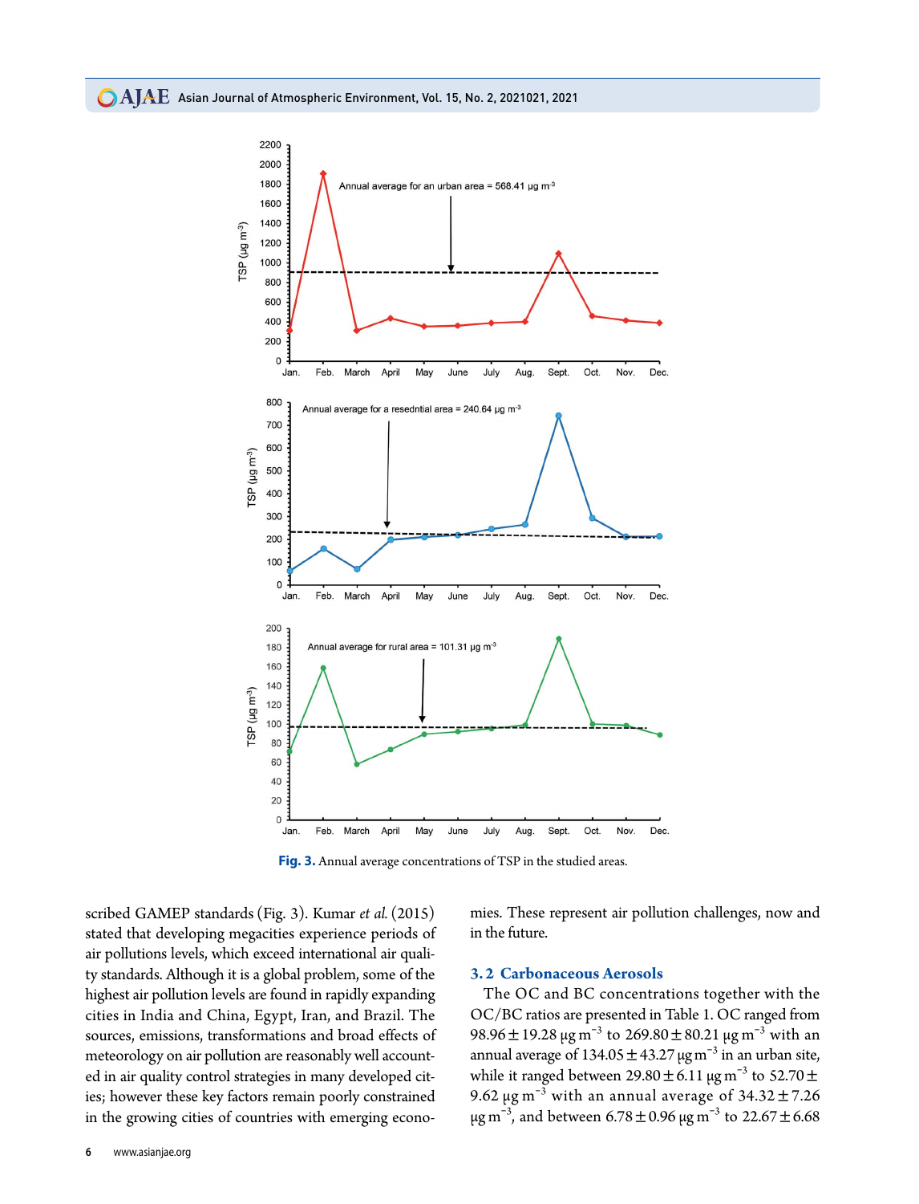Fig. 3. Annual average concentrations of TSP in the studied areas.

scribed GAMEP standards (Fig. 3). Kumar *et al.* (2015) stated that developing megacities experience periods of air pollutions levels, which exceed international air quality standards. Although it is a global problem, some of the highest air pollution levels are found in rapidly expanding cities in India and China, Egypt, Iran, and Brazil. The sources, emissions, transformations and broad effects of meteorology on air pollution are reasonably well accounted in air quality control strategies in many developed cities; however these key factors remain poorly constrained in the growing cities of countries with emerging economies. These represent air pollution challenges, now and in the future.

### 3.2 Carbonaceous Aerosols

The OC and BC concentrations together with the OC/BC ratios are presented in Table 1. OC ranged from $98.96 \pm 19.28$ μg m$^{-3}$ to $269.80 \pm 80.21$ μg m$^{-3}$ with an annual average of $134.05 \pm 43.27$ μg m$^{-3}$ in an urban site, while it ranged between $29.80 \pm 6.11$ μg m$^{-3}$ to $52.70 \pm 9.62$ μg m$^{-3}$ with an annual average of $34.32 \pm 7.26$ μg m$^{-3}$, and between $6.78 \pm 0.96$ μg m$^{-3}$ to $22.67 \pm 6.68$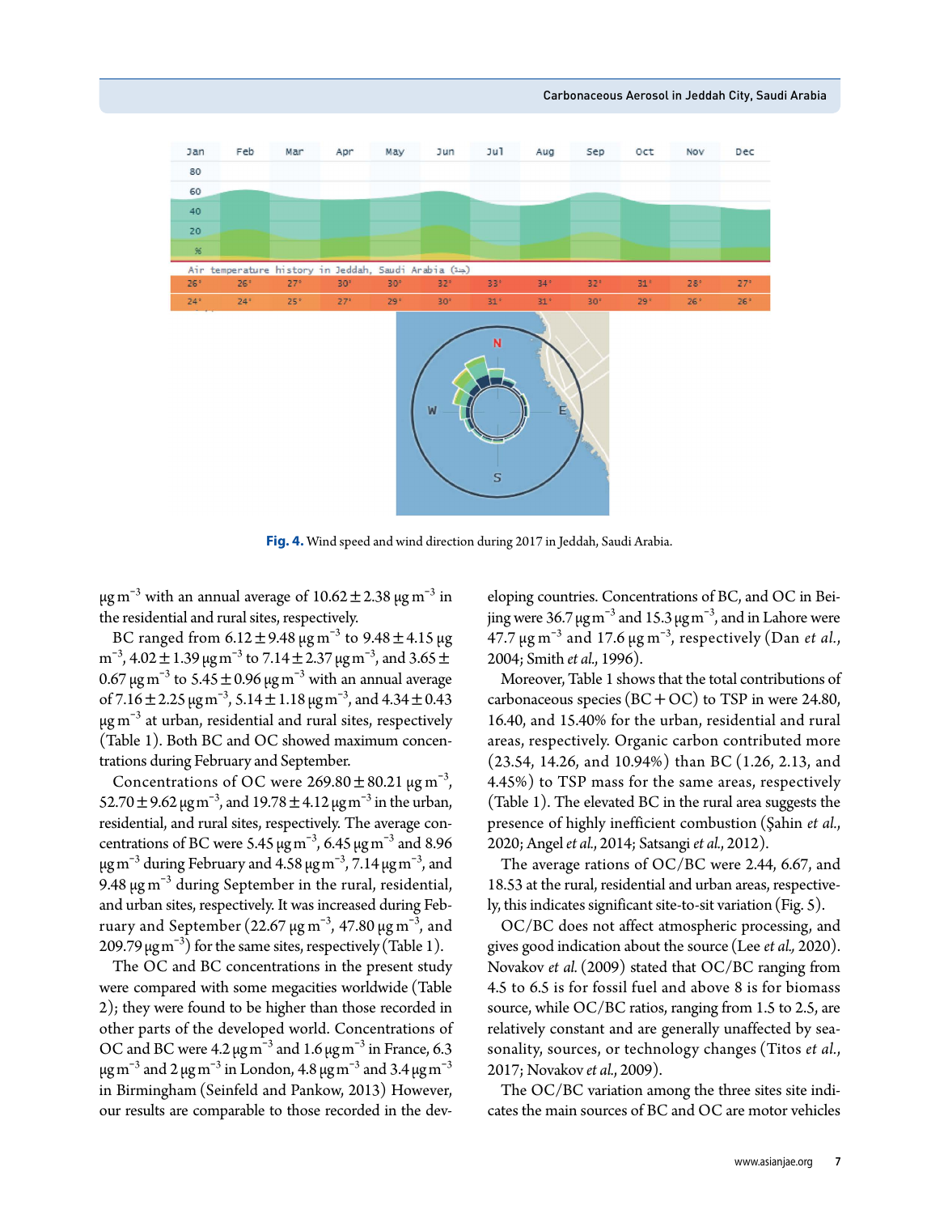Fig. 4. Wind speed and wind direction during 2017 in Jeddah, Saudi Arabia.

$\mu g\,m^{-3}$ with an annual average of $10.62 \pm 2.38\ \mu g\,m^{-3}$ in the residential and rural sites, respectively.

BC ranged from $6.12 \pm 9.48\ \mu g\,m^{-3}$ to $9.48 \pm 4.15\ \mu g\,m^{-3}$, $4.02 \pm 1.39\ \mu g\,m^{-3}$ to $7.14 \pm 2.37\ \mu g\,m^{-3}$, and $3.65 \pm 0.67\ \mu g\,m^{-3}$ to $5.45 \pm 0.96\ \mu g\,m^{-3}$ with an annual average of $7.16 \pm 2.25\ \mu g\,m^{-3}$, $5.14 \pm 1.18\ \mu g\,m^{-3}$, and $4.34 \pm 0.43\ \mu g\,m^{-3}$ at urban, residential and rural sites, respectively (Table 1). Both BC and OC showed maximum concentrations during February and September.

Concentrations of OC were $269.80 \pm 80.21\ \mu g\,m^{-3}$, $52.70 \pm 9.62\ \mu g\,m^{-3}$, and $19.78 \pm 4.12\ \mu g\,m^{-3}$ in the urban, residential, and rural sites, respectively. The average concentrations of BC were $5.45\ \mu g\,m^{-3}$, $6.45\ \mu g\,m^{-3}$ and $8.96\ \mu g\,m^{-3}$ during February and $4.58\ \mu g\,m^{-3}$, $7.14\ \mu g\,m^{-3}$, and $9.48\ \mu g\,m^{-3}$ during September in the rural, residential, and urban sites, respectively. It was increased during February and September ($22.67\ \mu g\,m^{-3}$, $47.80\ \mu g\,m^{-3}$, and $209.79\ \mu g\,m^{-3}$) for the same sites, respectively (Table 1).

The OC and BC concentrations in the present study were compared with some megacities worldwide (Table 2); they were found to be higher than those recorded in other parts of the developed world. Concentrations of OC and BC were $4.2\ \mu g\,m^{-3}$ and $1.6\ \mu g\,m^{-3}$ in France, $6.3\ \mu g\,m^{-3}$ and $2\ \mu g\,m^{-3}$ in London, $4.8\ \mu g\,m^{-3}$ and $3.4\ \mu g\,m^{-3}$ in Birmingham (Seinfeld and Pankow, 2013) However, our results are comparable to those recorded in the developing countries. Concentrations of BC, and OC in Beijing were $36.7\ \mu g\,m^{-3}$ and $15.3\ \mu g\,m^{-3}$, and in Lahore were $47.7\ \mu g\,m^{-3}$ and $17.6\ \mu g\,m^{-3}$, respectively (Dan *et al.*, 2004; Smith *et al.*, 1996).

Moreover, Table 1 shows that the total contributions of carbonaceous species (BC + OC) to TSP in were 24.80, 16.40, and 15.40% for the urban, residential and rural areas, respectively. Organic carbon contributed more (23.54, 14.26, and 10.94%) than BC (1.26, 2.13, and 4.45%) to TSP mass for the same areas, respectively (Table 1). The elevated BC in the rural area suggests the presence of highly inefficient combustion (Şahin *et al.*, 2020; Angel *et al.*, 2014; Satsangi *et al.*, 2012).

The average rations of OC/BC were 2.44, 6.67, and 18.53 at the rural, residential and urban areas, respectively, this indicates significant site-to-sit variation (Fig. 5).

OC/BC does not affect atmospheric processing, and gives good indication about the source (Lee *et al.*, 2020). Novakov *et al.* (2009) stated that OC/BC ranging from 4.5 to 6.5 is for fossil fuel and above 8 is for biomass source, while OC/BC ratios, ranging from 1.5 to 2.5, are relatively constant and are generally unaffected by seasonality, sources, or technology changes (Titos *et al.*, 2017; Novakov *et al.*, 2009).

The OC/BC variation among the three sites site indicates the main sources of BC and OC are motor vehicles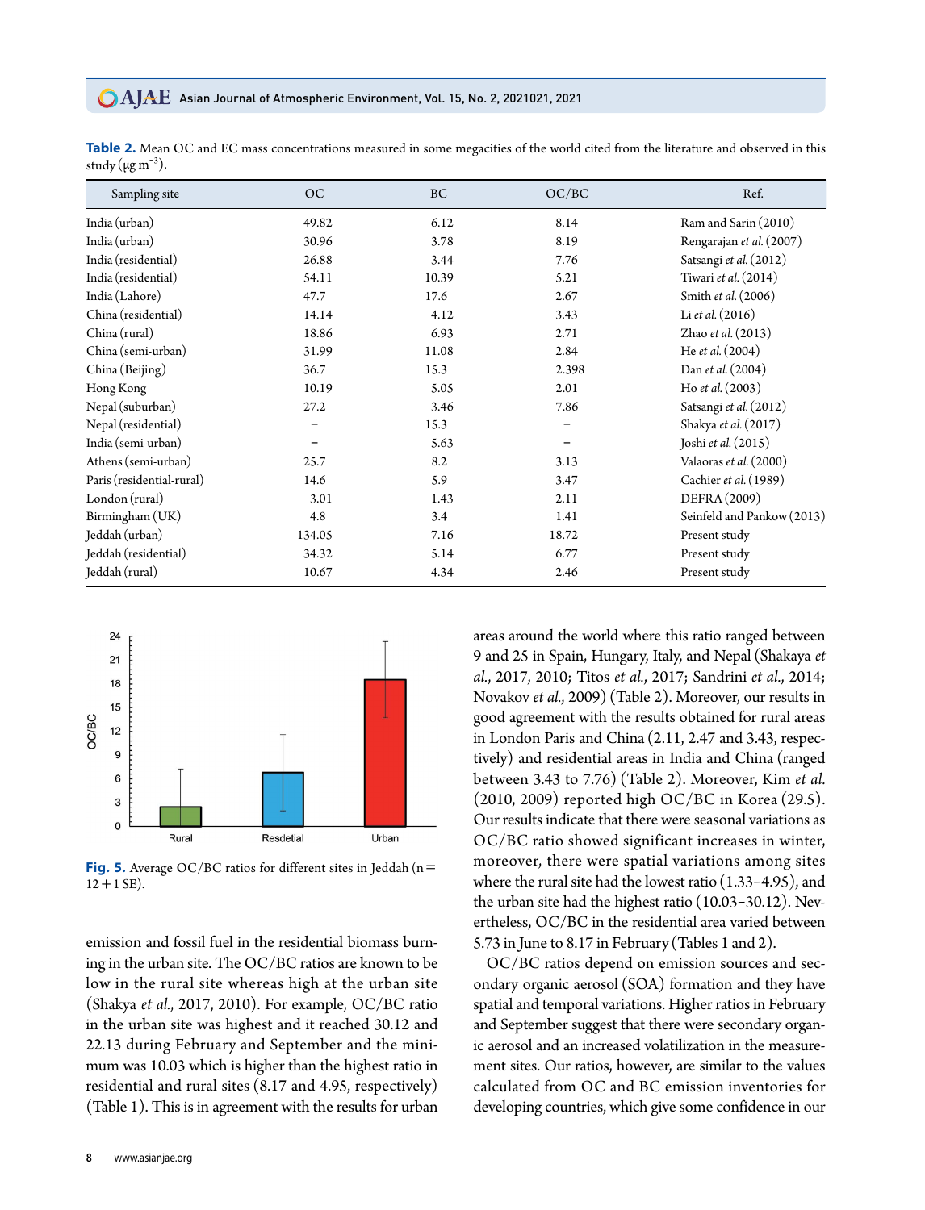**Table 2.** Mean OC and EC mass concentrations measured in some megacities of the world cited from the literature and observed in this study (μg $m^{-3}$).

| Sampling site | OC | BC | OC/BC | Ref. |
|---|---|---|---|---|
| India (urban) | 49.82 | 6.12 | 8.14 | Ram and Sarin (2010) |
| India (urban) | 30.96 | 3.78 | 8.19 | Rengarajan *et al.* (2007) |
| India (residential) | 26.88 | 3.44 | 7.76 | Satsangi *et al.* (2012) |
| India (residential) | 54.11 | 10.39 | 5.21 | Tiwari *et al.* (2014) |
| India (Lahore) | 47.7 | 17.6 | 2.67 | Smith *et al.* (2006) |
| China (residential) | 14.14 | 4.12 | 3.43 | Li *et al.* (2016) |
| China (rural) | 18.86 | 6.93 | 2.71 | Zhao *et al.* (2013) |
| China (semi-urban) | 31.99 | 11.08 | 2.84 | He *et al.* (2004) |
| China (Beijing) | 36.7 | 15.3 | 2.398 | Dan *et al.* (2004) |
| Hong Kong | 10.19 | 5.05 | 2.01 | Ho *et al.* (2003) |
| Nepal (suburban) | 27.2 | 3.46 | 7.86 | Satsangi *et al.* (2012) |
| Nepal (residential) | – | 15.3 | – | Shakya *et al.* (2017) |
| India (semi-urban) | – | 5.63 | – | Joshi *et al.* (2015) |
| Athens (semi-urban) | 25.7 | 8.2 | 3.13 | Valaoras *et al.* (2000) |
| Paris (residential-rural) | 14.6 | 5.9 | 3.47 | Cachier *et al.* (1989) |
| London (rural) | 3.01 | 1.43 | 2.11 | DEFRA (2009) |
| Birmingham (UK) | 4.8 | 3.4 | 1.41 | Seinfeld and Pankow (2013) |
| Jeddah (urban) | 134.05 | 7.16 | 18.72 | Present study |
| Jeddah (residential) | 34.32 | 5.14 | 6.77 | Present study |
| Jeddah (rural) | 10.67 | 4.34 | 2.46 | Present study |

**Fig. 5.** Average OC/BC ratios for different sites in Jeddah (n = 12 + 1 SE).

emission and fossil fuel in the residential biomass burning in the urban site. The OC/BC ratios are known to be low in the rural site whereas high at the urban site (Shakya *et al.*, 2017, 2010). For example, OC/BC ratio in the urban site was highest and it reached 30.12 and 22.13 during February and September and the minimum was 10.03 which is higher than the highest ratio in residential and rural sites (8.17 and 4.95, respectively) (Table 1). This is in agreement with the results for urban areas around the world where this ratio ranged between 9 and 25 in Spain, Hungary, Italy, and Nepal (Shakaya *et al.*, 2017, 2010; Titos *et al.*, 2017; Sandrini *et al.*, 2014; Novakov *et al.*, 2009) (Table 2). Moreover, our results in good agreement with the results obtained for rural areas in London Paris and China (2.11, 2.47 and 3.43, respectively) and residential areas in India and China (ranged between 3.43 to 7.76) (Table 2). Moreover, Kim *et al.* (2010, 2009) reported high OC/BC in Korea (29.5). Our results indicate that there were seasonal variations as OC/BC ratio showed significant increases in winter, moreover, there were spatial variations among sites where the rural site had the lowest ratio (1.33–4.95), and the urban site had the highest ratio (10.03–30.12). Nevertheless, OC/BC in the residential area varied between 5.73 in June to 8.17 in February (Tables 1 and 2).

OC/BC ratios depend on emission sources and secondary organic aerosol (SOA) formation and they have spatial and temporal variations. Higher ratios in February and September suggest that there were secondary organic aerosol and an increased volatilization in the measurement sites. Our ratios, however, are similar to the values calculated from OC and BC emission inventories for developing countries, which give some confidence in our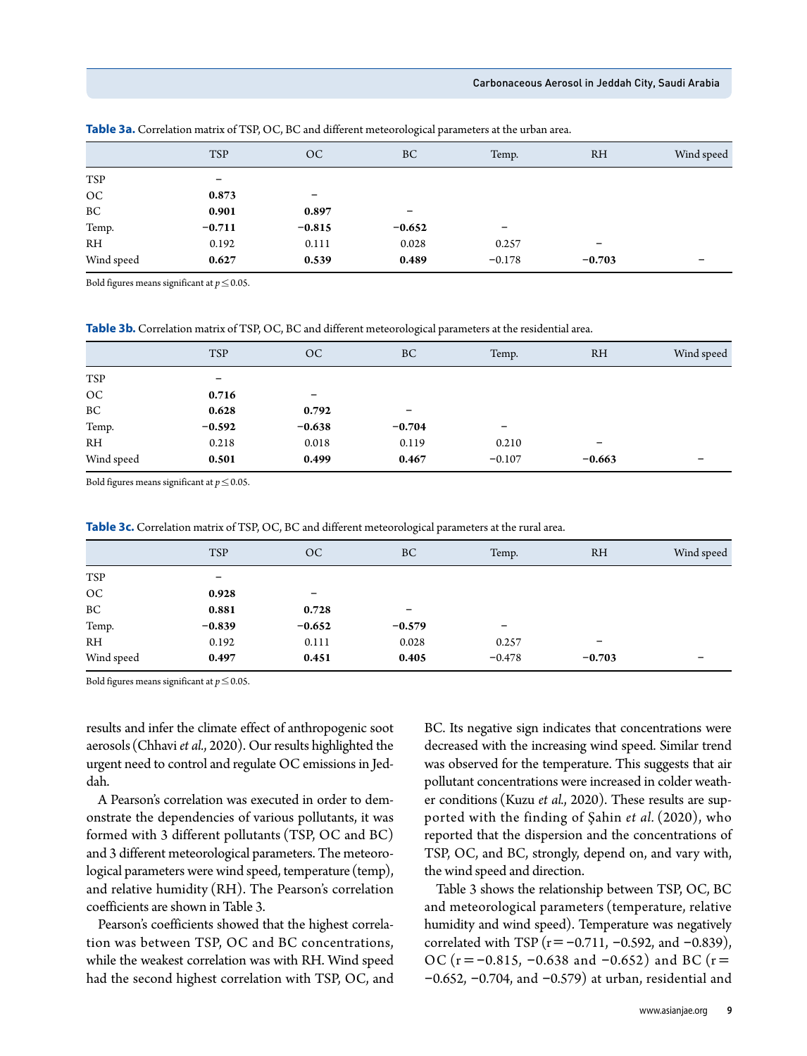**Table 3a.** Correlation matrix of TSP, OC, BC and different meteorological parameters at the urban area.

| | TSP | OC | BC | Temp. | RH | Wind speed |
|---|---|---|---|---|---|---|
| TSP | – | | | | | |
| OC | **0.873** | – | | | | |
| BC | **0.901** | **0.897** | – | | | |
| Temp. | **−0.711** | **−0.815** | **−0.652** | – | | |
| RH | 0.192 | 0.111 | 0.028 | 0.257 | – | |
| Wind speed | **0.627** | **0.539** | **0.489** | −0.178 | **−0.703** | – |

Bold figures means significant at $p \leq 0.05$.

**Table 3b.** Correlation matrix of TSP, OC, BC and different meteorological parameters at the residential area.

| | TSP | OC | BC | Temp. | RH | Wind speed |
|---|---|---|---|---|---|---|
| TSP | – | | | | | |
| OC | **0.716** | – | | | | |
| BC | **0.628** | **0.792** | – | | | |
| Temp. | **−0.592** | **−0.638** | **−0.704** | – | | |
| RH | 0.218 | 0.018 | 0.119 | 0.210 | – | |
| Wind speed | **0.501** | **0.499** | **0.467** | −0.107 | **−0.663** | – |

Bold figures means significant at $p \leq 0.05$.

**Table 3c.** Correlation matrix of TSP, OC, BC and different meteorological parameters at the rural area.

| | TSP | OC | BC | Temp. | RH | Wind speed |
|---|---|---|---|---|---|---|
| TSP | – | | | | | |
| OC | **0.928** | – | | | | |
| BC | **0.881** | **0.728** | – | | | |
| Temp. | **−0.839** | **−0.652** | **−0.579** | – | | |
| RH | 0.192 | 0.111 | 0.028 | 0.257 | – | |
| Wind speed | **0.497** | **0.451** | **0.405** | −0.478 | **−0.703** | – |

Bold figures means significant at $p \leq 0.05$.

results and infer the climate effect of anthropogenic soot aerosols (Chhavi *et al.*, 2020). Our results highlighted the urgent need to control and regulate OC emissions in Jeddah.

A Pearson's correlation was executed in order to demonstrate the dependencies of various pollutants, it was formed with 3 different pollutants (TSP, OC and BC) and 3 different meteorological parameters. The meteorological parameters were wind speed, temperature (temp), and relative humidity (RH). The Pearson's correlation coefficients are shown in Table 3.

Pearson's coefficients showed that the highest correlation was between TSP, OC and BC concentrations, while the weakest correlation was with RH. Wind speed had the second highest correlation with TSP, OC, and BC. Its negative sign indicates that concentrations were decreased with the increasing wind speed. Similar trend was observed for the temperature. This suggests that air pollutant concentrations were increased in colder weather conditions (Kuzu *et al.*, 2020). These results are supported with the finding of Şahin *et al.* (2020), who reported that the dispersion and the concentrations of TSP, OC, and BC, strongly, depend on, and vary with, the wind speed and direction.

Table 3 shows the relationship between TSP, OC, BC and meteorological parameters (temperature, relative humidity and wind speed). Temperature was negatively correlated with TSP (r = −0.711, −0.592, and −0.839), OC (r = −0.815, −0.638 and −0.652) and BC (r = −0.652, −0.704, and −0.579) at urban, residential and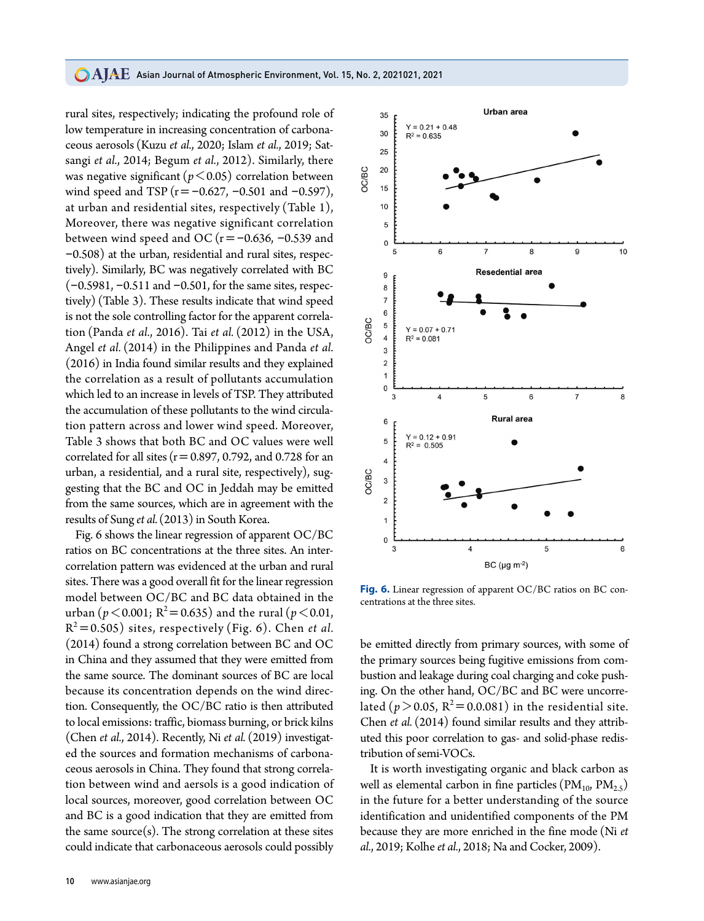rural sites, respectively; indicating the profound role of low temperature in increasing concentration of carbonaceous aerosols (Kuzu *et al.*, 2020; Islam *et al.*, 2019; Satsangi *et al.*, 2014; Begum *et al.*, 2012). Similarly, there was negative significant ($p < 0.05$) correlation between wind speed and TSP (r = −0.627, −0.501 and −0.597), at urban and residential sites, respectively (Table 1), Moreover, there was negative significant correlation between wind speed and OC (r = −0.636, −0.539 and −0.508) at the urban, residential and rural sites, respectively). Similarly, BC was negatively correlated with BC (−0.5981, −0.511 and −0.501, for the same sites, respectively) (Table 3). These results indicate that wind speed is not the sole controlling factor for the apparent correlation (Panda *et al.*, 2016). Tai *et al.* (2012) in the USA, Angel *et al.* (2014) in the Philippines and Panda *et al.* (2016) in India found similar results and they explained the correlation as a result of pollutants accumulation which led to an increase in levels of TSP. They attributed the accumulation of these pollutants to the wind circulation pattern across and lower wind speed. Moreover, Table 3 shows that both BC and OC values were well correlated for all sites (r = 0.897, 0.792, and 0.728 for an urban, a residential, and a rural site, respectively), suggesting that the BC and OC in Jeddah may be emitted from the same sources, which are in agreement with the results of Sung *et al.* (2013) in South Korea.

Fig. 6 shows the linear regression of apparent OC/BC ratios on BC concentrations at the three sites. An intercorrelation pattern was evidenced at the urban and rural sites. There was a good overall fit for the linear regression model between OC/BC and BC data obtained in the urban ($p < 0.001$; $R^2 = 0.635$) and the rural ($p < 0.01$, $R^2 = 0.505$) sites, respectively (Fig. 6). Chen *et al.* (2014) found a strong correlation between BC and OC in China and they assumed that they were emitted from the same source. The dominant sources of BC are local because its concentration depends on the wind direction. Consequently, the OC/BC ratio is then attributed to local emissions: traffic, biomass burning, or brick kilns (Chen *et al.*, 2014). Recently, Ni *et al.* (2019) investigated the sources and formation mechanisms of carbonaceous aerosols in China. They found that strong correlation between wind and aersols is a good indication of local sources, moreover, good correlation between OC and BC is a good indication that they are emitted from the same source(s). The strong correlation at these sites could indicate that carbonaceous aerosols could possibly be emitted directly from primary sources, with some of the primary sources being fugitive emissions from combustion and leakage during coal charging and coke pushing. On the other hand, OC/BC and BC were uncorrelated ($p > 0.05$, $R^2 = 0.0.081$) in the residential site. Chen *et al.* (2014) found similar results and they attributed this poor correlation to gas- and solid-phase redistribution of semi-VOCs.

**Fig. 6.** Linear regression of apparent OC/BC ratios on BC concentrations at the three sites.

It is worth investigating organic and black carbon as well as elemental carbon in fine particles ($PM_{10}$, $PM_{2.5}$) in the future for a better understanding of the source identification and unidentified components of the PM because they are more enriched in the fine mode (Ni *et al.*, 2019; Kolhe *et al.*, 2018; Na and Cocker, 2009).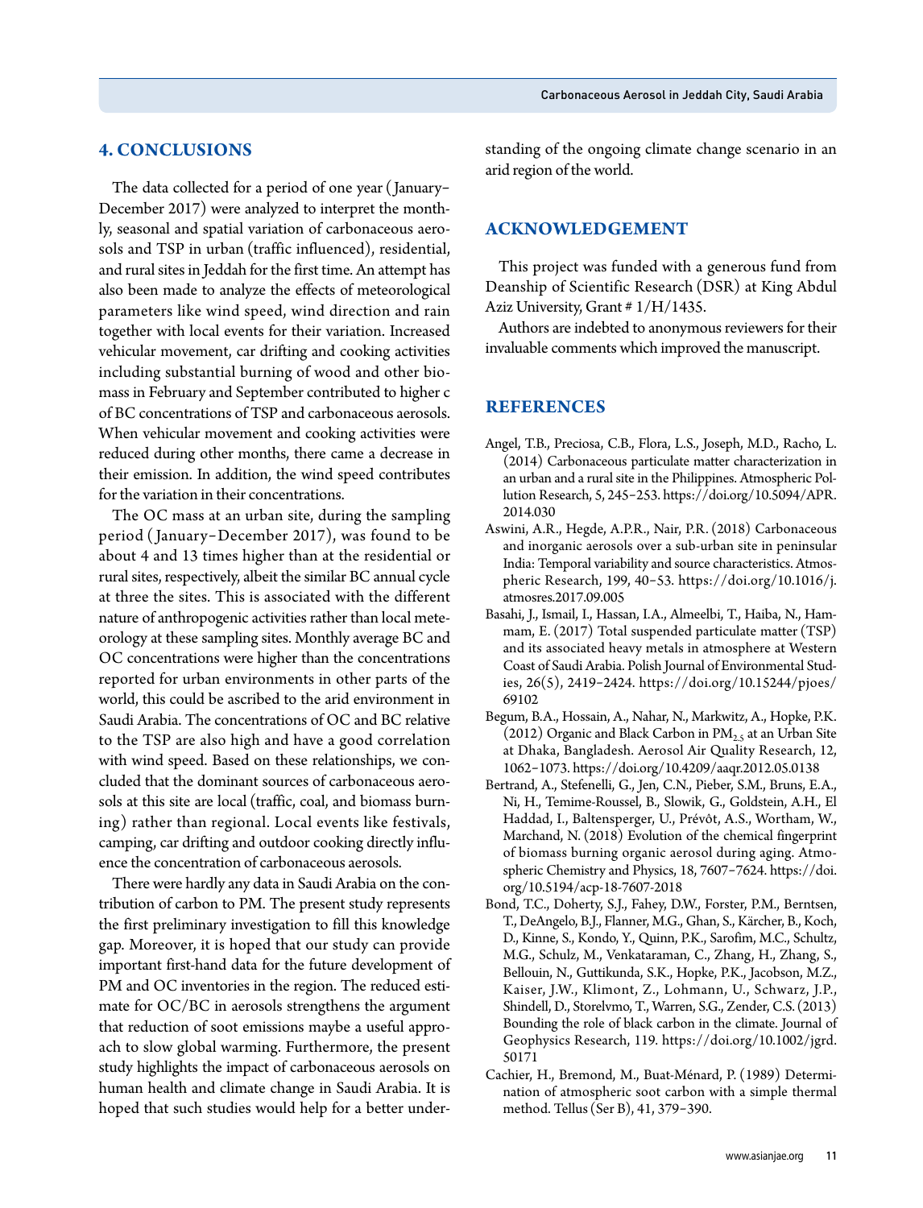## 4. CONCLUSIONS

The data collected for a period of one year (January–December 2017) were analyzed to interpret the monthly, seasonal and spatial variation of carbonaceous aerosols and TSP in urban (traffic influenced), residential, and rural sites in Jeddah for the first time. An attempt has also been made to analyze the effects of meteorological parameters like wind speed, wind direction and rain together with local events for their variation. Increased vehicular movement, car drifting and cooking activities including substantial burning of wood and other biomass in February and September contributed to higher c of BC concentrations of TSP and carbonaceous aerosols. When vehicular movement and cooking activities were reduced during other months, there came a decrease in their emission. In addition, the wind speed contributes for the variation in their concentrations.

The OC mass at an urban site, during the sampling period (January–December 2017), was found to be about 4 and 13 times higher than at the residential or rural sites, respectively, albeit the similar BC annual cycle at three the sites. This is associated with the different nature of anthropogenic activities rather than local meteorology at these sampling sites. Monthly average BC and OC concentrations were higher than the concentrations reported for urban environments in other parts of the world, this could be ascribed to the arid environment in Saudi Arabia. The concentrations of OC and BC relative to the TSP are also high and have a good correlation with wind speed. Based on these relationships, we concluded that the dominant sources of carbonaceous aerosols at this site are local (traffic, coal, and biomass burning) rather than regional. Local events like festivals, camping, car drifting and outdoor cooking directly influence the concentration of carbonaceous aerosols.

There were hardly any data in Saudi Arabia on the contribution of carbon to PM. The present study represents the first preliminary investigation to fill this knowledge gap. Moreover, it is hoped that our study can provide important first-hand data for the future development of PM and OC inventories in the region. The reduced estimate for OC/BC in aerosols strengthens the argument that reduction of soot emissions maybe a useful approach to slow global warming. Furthermore, the present study highlights the impact of carbonaceous aerosols on human health and climate change in Saudi Arabia. It is hoped that such studies would help for a better understanding of the ongoing climate change scenario in an arid region of the world.

## ACKNOWLEDGEMENT

This project was funded with a generous fund from Deanship of Scientific Research (DSR) at King Abdul Aziz University, Grant # 1/H/1435.

Authors are indebted to anonymous reviewers for their invaluable comments which improved the manuscript.

## REFERENCES

Angel, T.B., Preciosa, C.B., Flora, L.S., Joseph, M.D., Racho, L. (2014) Carbonaceous particulate matter characterization in an urban and a rural site in the Philippines. Atmospheric Pollution Research, 5, 245–253. https://doi.org/10.5094/APR.2014.030

Aswini, A.R., Hegde, A.P.R., Nair, P.R. (2018) Carbonaceous and inorganic aerosols over a sub-urban site in peninsular India: Temporal variability and source characteristics. Atmospheric Research, 199, 40–53. https://doi.org/10.1016/j.atmosres.2017.09.005

Basahi, J., Ismail, I., Hassan, I.A., Almeelbi, T., Haiba, N., Hammam, E. (2017) Total suspended particulate matter (TSP) and its associated heavy metals in atmosphere at Western Coast of Saudi Arabia. Polish Journal of Environmental Studies, 26(5), 2419–2424. https://doi.org/10.15244/pjoes/69102

Begum, B.A., Hossain, A., Nahar, N., Markwitz, A., Hopke, P.K. (2012) Organic and Black Carbon in $PM_{2.5}$ at an Urban Site at Dhaka, Bangladesh. Aerosol Air Quality Research, 12, 1062–1073. https://doi.org/10.4209/aaqr.2012.05.0138

Bertrand, A., Stefenelli, G., Jen, C.N., Pieber, S.M., Bruns, E.A., Ni, H., Temime-Roussel, B., Slowik, G., Goldstein, A.H., El Haddad, I., Baltensperger, U., Prévôt, A.S., Wortham, W., Marchand, N. (2018) Evolution of the chemical fingerprint of biomass burning organic aerosol during aging. Atmospheric Chemistry and Physics, 18, 7607–7624. https://doi.org/10.5194/acp-18-7607-2018

Bond, T.C., Doherty, S.J., Fahey, D.W., Forster, P.M., Berntsen, T., DeAngelo, B.J., Flanner, M.G., Ghan, S., Kärcher, B., Koch, D., Kinne, S., Kondo, Y., Quinn, P.K., Sarofim, M.C., Schultz, M.G., Schulz, M., Venkataraman, C., Zhang, H., Zhang, S., Bellouin, N., Guttikunda, S.K., Hopke, P.K., Jacobson, M.Z., Kaiser, J.W., Klimont, Z., Lohmann, U., Schwarz, J.P., Shindell, D., Storelvmo, T., Warren, S.G., Zender, C.S. (2013) Bounding the role of black carbon in the climate. Journal of Geophysics Research, 119. https://doi.org/10.1002/jgrd.50171

Cachier, H., Bremond, M., Buat-Ménard, P. (1989) Determination of atmospheric soot carbon with a simple thermal method. Tellus (Ser B), 41, 379–390.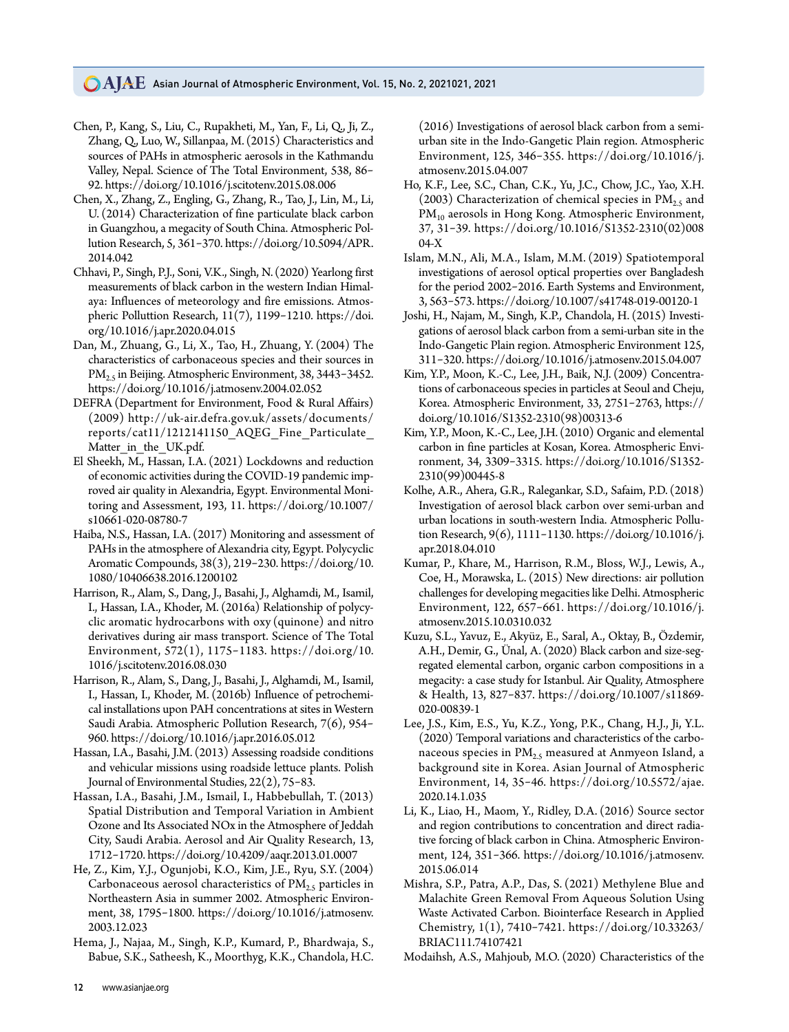Chen, P., Kang, S., Liu, C., Rupakheti, M., Yan, F., Li, Q., Ji, Z., Zhang, Q., Luo, W., Sillanpaa, M. (2015) Characteristics and sources of PAHs in atmospheric aerosols in the Kathmandu Valley, Nepal. Science of The Total Environment, 538, 86–92. https://doi.org/10.1016/j.scitotenv.2015.08.006

Chen, X., Zhang, Z., Engling, G., Zhang, R., Tao, J., Lin, M., Li, U. (2014) Characterization of fine particulate black carbon in Guangzhou, a megacity of South China. Atmospheric Pollution Research, 5, 361–370. https://doi.org/10.5094/APR.2014.042

Chhavi, P., Singh, P.J., Soni, V.K., Singh, N. (2020) Yearlong first measurements of black carbon in the western Indian Himalaya: Influences of meteorology and fire emissions. Atmospheric Polluttion Research, 11(7), 1199–1210. https://doi.org/10.1016/j.apr.2020.04.015

Dan, M., Zhuang, G., Li, X., Tao, H., Zhuang, Y. (2004) The characteristics of carbonaceous species and their sources in $PM_{2.5}$ in Beijing. Atmospheric Environment, 38, 3443–3452. https://doi.org/10.1016/j.atmosenv.2004.02.052

DEFRA (Department for Environment, Food & Rural Affairs) (2009) http://uk-air.defra.gov.uk/assets/documents/reports/cat11/1212141150_AQEG_Fine_Particulate_Matter_in_the_UK.pdf.

El Sheekh, M., Hassan, I.A. (2021) Lockdowns and reduction of economic activities during the COVID-19 pandemic improved air quality in Alexandria, Egypt. Environmental Monitoring and Assessment, 193, 11. https://doi.org/10.1007/s10661-020-08780-7

Haiba, N.S., Hassan, I.A. (2017) Monitoring and assessment of PAHs in the atmosphere of Alexandria city, Egypt. Polycyclic Aromatic Compounds, 38(3), 219–230. https://doi.org/10.1080/10406638.2016.1200102

Harrison, R., Alam, S., Dang, J., Basahi, J., Alghamdi, M., Isamil, I., Hassan, I.A., Khoder, M. (2016a) Relationship of polycyclic aromatic hydrocarbons with oxy (quinone) and nitro derivatives during air mass transport. Science of The Total Environment, 572(1), 1175–1183. https://doi.org/10.1016/j.scitotenv.2016.08.030

Harrison, R., Alam, S., Dang, J., Basahi, J., Alghamdi, M., Isamil, I., Hassan, I., Khoder, M. (2016b) Influence of petrochemical installations upon PAH concentrations at sites in Western Saudi Arabia. Atmospheric Pollution Research, 7(6), 954–960. https://doi.org/10.1016/j.apr.2016.05.012

Hassan, I.A., Basahi, J.M. (2013) Assessing roadside conditions and vehicular missions using roadside lettuce plants. Polish Journal of Environmental Studies, 22(2), 75–83.

Hassan, I.A., Basahi, J.M., Ismail, I., Habbebullah, T. (2013) Spatial Distribution and Temporal Variation in Ambient Ozone and Its Associated NOx in the Atmosphere of Jeddah City, Saudi Arabia. Aerosol and Air Quality Research, 13, 1712–1720. https://doi.org/10.4209/aaqr.2013.01.0007

He, Z., Kim, Y.J., Ogunjobi, K.O., Kim, J.E., Ryu, S.Y. (2004) Carbonaceous aerosol characteristics of $PM_{2.5}$ particles in Northeastern Asia in summer 2002. Atmospheric Environment, 38, 1795–1800. https://doi.org/10.1016/j.atmosenv.2003.12.023

Hema, J., Najaa, M., Singh, K.P., Kumard, P., Bhardwaja, S., Babue, S.K., Satheesh, K., Moorthyg, K.K., Chandola, H.C. (2016) Investigations of aerosol black carbon from a semi-urban site in the Indo-Gangetic Plain region. Atmospheric Environment, 125, 346–355. https://doi.org/10.1016/j.atmosenv.2015.04.007

Ho, K.F., Lee, S.C., Chan, C.K., Yu, J.C., Chow, J.C., Yao, X.H. (2003) Characterization of chemical species in $PM_{2.5}$ and $PM_{10}$ aerosols in Hong Kong. Atmospheric Environment, 37, 31–39. https://doi.org/10.1016/S1352-2310(02)00804-X

Islam, M.N., Ali, M.A., Islam, M.M. (2019) Spatiotemporal investigations of aerosol optical properties over Bangladesh for the period 2002–2016. Earth Systems and Environment, 3, 563–573. https://doi.org/10.1007/s41748-019-00120-1

Joshi, H., Najam, M., Singh, K.P., Chandola, H. (2015) Investigations of aerosol black carbon from a semi-urban site in the Indo-Gangetic Plain region. Atmospheric Environment 125, 311–320. https://doi.org/10.1016/j.atmosenv.2015.04.007

Kim, Y.P., Moon, K.-C., Lee, J.H., Baik, N.J. (2009) Concentrations of carbonaceous species in particles at Seoul and Cheju, Korea. Atmospheric Environment, 33, 2751–2763, https://doi.org/10.1016/S1352-2310(98)00313-6

Kim, Y.P., Moon, K.-C., Lee, J.H. (2010) Organic and elemental carbon in fine particles at Kosan, Korea. Atmospheric Environment, 34, 3309–3315. https://doi.org/10.1016/S1352-2310(99)00445-8

Kolhe, A.R., Ahera, G.R., Ralegankar, S.D., Safaim, P.D. (2018) Investigation of aerosol black carbon over semi-urban and urban locations in south-western India. Atmospheric Pollution Research, 9(6), 1111–1130. https://doi.org/10.1016/j.apr.2018.04.010

Kumar, P., Khare, M., Harrison, R.M., Bloss, W.J., Lewis, A., Coe, H., Morawska, L. (2015) New directions: air pollution challenges for developing megacities like Delhi. Atmospheric Environment, 122, 657–661. https://doi.org/10.1016/j.atmosenv.2015.10.0310.032

Kuzu, S.L., Yavuz, E., Akyüz, E., Saral, A., Oktay, B., Özdemir, A.H., Demir, G., Ünal, A. (2020) Black carbon and size-segregated elemental carbon, organic carbon compositions in a megacity: a case study for Istanbul. Air Quality, Atmosphere & Health, 13, 827–837. https://doi.org/10.1007/s11869-020-00839-1

Lee, J.S., Kim, E.S., Yu, K.Z., Yong, P.K., Chang, H.J., Ji, Y.L. (2020) Temporal variations and characteristics of the carbonaceous species in $PM_{2.5}$ measured at Anmyeon Island, a background site in Korea. Asian Journal of Atmospheric Environment, 14, 35–46. https://doi.org/10.5572/ajae.2020.14.1.035

Li, K., Liao, H., Maom, Y., Ridley, D.A. (2016) Source sector and region contributions to concentration and direct radiative forcing of black carbon in China. Atmospheric Environment, 124, 351–366. https://doi.org/10.1016/j.atmosenv.2015.06.014

Mishra, S.P., Patra, A.P., Das, S. (2021) Methylene Blue and Malachite Green Removal From Aqueous Solution Using Waste Activated Carbon. Biointerface Research in Applied Chemistry, 1(1), 7410–7421. https://doi.org/10.33263/BRIAC111.74107421

Modaihsh, A.S., Mahjoub, M.O. (2020) Characteristics of the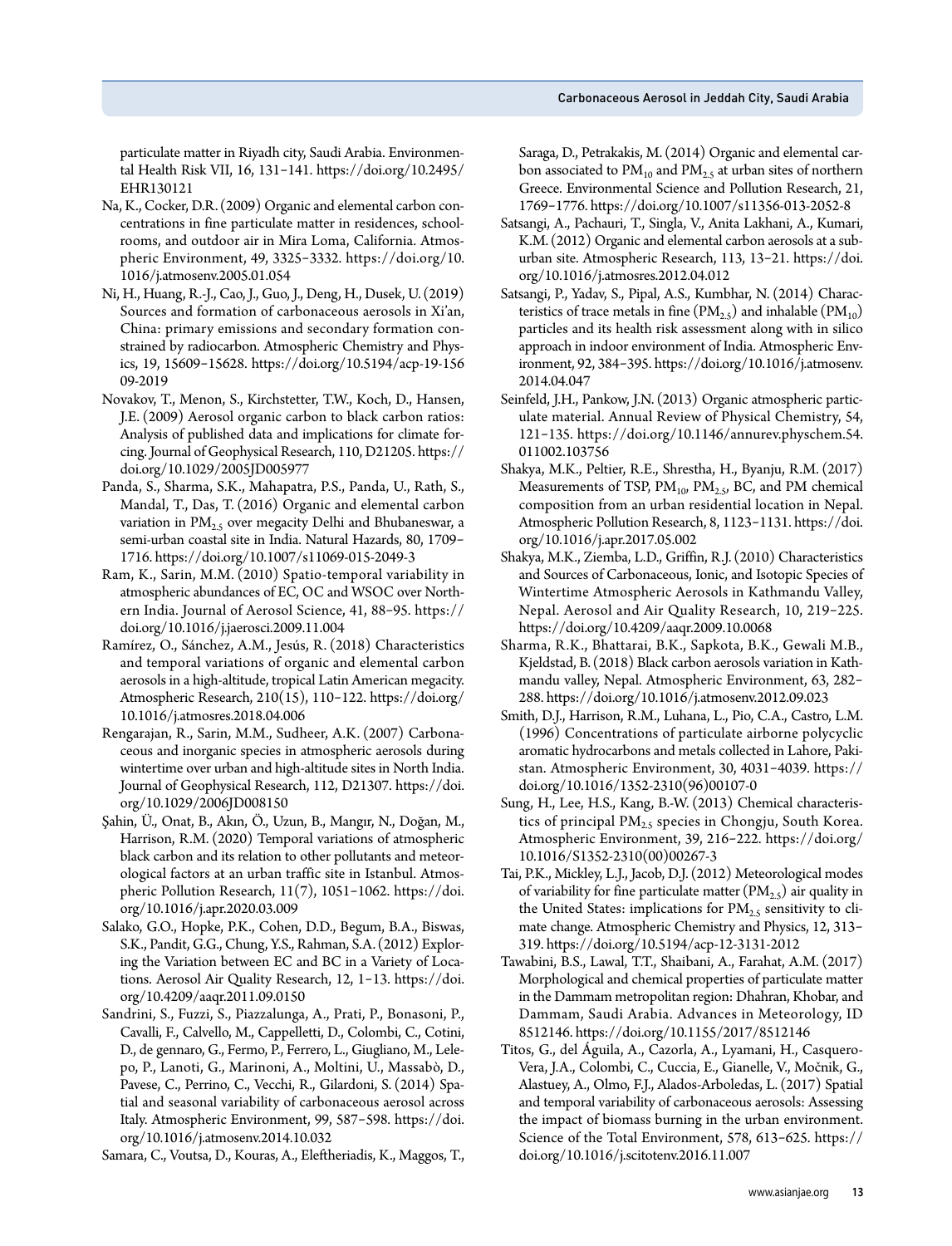particulate matter in Riyadh city, Saudi Arabia. Environmental Health Risk VII, 16, 131–141. https://doi.org/10.2495/EHR130121

Na, K., Cocker, D.R. (2009) Organic and elemental carbon concentrations in fine particulate matter in residences, schoolrooms, and outdoor air in Mira Loma, California. Atmospheric Environment, 49, 3325–3332. https://doi.org/10.1016/j.atmosenv.2005.01.054

Ni, H., Huang, R.-J., Cao, J., Guo, J., Deng, H., Dusek, U. (2019) Sources and formation of carbonaceous aerosols in Xi'an, China: primary emissions and secondary formation constrained by radiocarbon. Atmospheric Chemistry and Physics, 19, 15609–15628. https://doi.org/10.5194/acp-19-15609-2019

Novakov, T., Menon, S., Kirchstetter, T.W., Koch, D., Hansen, J.E. (2009) Aerosol organic carbon to black carbon ratios: Analysis of published data and implications for climate forcing. Journal of Geophysical Research, 110, D21205. https://doi.org/10.1029/2005JD005977

Panda, S., Sharma, S.K., Mahapatra, P.S., Panda, U., Rath, S., Mandal, T., Das, T. (2016) Organic and elemental carbon variation in $PM_{2.5}$ over megacity Delhi and Bhubaneswar, a semi-urban coastal site in India. Natural Hazards, 80, 1709–1716. https://doi.org/10.1007/s11069-015-2049-3

Ram, K., Sarin, M.M. (2010) Spatio-temporal variability in atmospheric abundances of EC, OC and WSOC over Northern India. Journal of Aerosol Science, 41, 88–95. https://doi.org/10.1016/j.jaerosci.2009.11.004

Ramírez, O., Sánchez, A.M., Jesús, R. (2018) Characteristics and temporal variations of organic and elemental carbon aerosols in a high-altitude, tropical Latin American megacity. Atmospheric Research, 210(15), 110–122. https://doi.org/10.1016/j.atmosres.2018.04.006

Rengarajan, R., Sarin, M.M., Sudheer, A.K. (2007) Carbonaceous and inorganic species in atmospheric aerosols during wintertime over urban and high-altitude sites in North India. Journal of Geophysical Research, 112, D21307. https://doi.org/10.1029/2006JD008150

Şahin, Ü., Onat, B., Akın, Ö., Uzun, B., Mangır, N., Doğan, M., Harrison, R.M. (2020) Temporal variations of atmospheric black carbon and its relation to other pollutants and meteorological factors at an urban traffic site in Istanbul. Atmospheric Pollution Research, 11(7), 1051–1062. https://doi.org/10.1016/j.apr.2020.03.009

Salako, G.O., Hopke, P.K., Cohen, D.D., Begum, B.A., Biswas, S.K., Pandit, G.G., Chung, Y.S., Rahman, S.A. (2012) Exploring the Variation between EC and BC in a Variety of Locations. Aerosol Air Quality Research, 12, 1–13. https://doi.org/10.4209/aaqr.2011.09.0150

Sandrini, S., Fuzzi, S., Piazzalunga, A., Prati, P., Bonasoni, P., Cavalli, F., Calvello, M., Cappelletti, D., Colombi, C., Cotini, D., de gennaro, G., Fermo, P., Ferrero, L., Giugliano, M., Lelepo, P., Lanoti, G., Marinoni, A., Moltini, U., Massabò, D., Pavese, C., Perrino, C., Vecchi, R., Gilardoni, S. (2014) Spatial and seasonal variability of carbonaceous aerosol across Italy. Atmospheric Environment, 99, 587–598. https://doi.org/10.1016/j.atmosenv.2014.10.032

Samara, C., Voutsa, D., Kouras, A., Eleftheriadis, K., Maggos, T., Saraga, D., Petrakakis, M. (2014) Organic and elemental carbon associated to $PM_{10}$ and $PM_{2.5}$ at urban sites of northern Greece. Environmental Science and Pollution Research, 21, 1769–1776. https://doi.org/10.1007/s11356-013-2052-8

Satsangi, A., Pachauri, T., Singla, V., Anita Lakhani, A., Kumari, K.M. (2012) Organic and elemental carbon aerosols at a suburban site. Atmospheric Research, 113, 13–21. https://doi.org/10.1016/j.atmosres.2012.04.012

Satsangi, P., Yadav, S., Pipal, A.S., Kumbhar, N. (2014) Characteristics of trace metals in fine ($PM_{2.5}$) and inhalable ($PM_{10}$) particles and its health risk assessment along with in silico approach in indoor environment of India. Atmospheric Environment, 92, 384–395. https://doi.org/10.1016/j.atmosenv.2014.04.047

Seinfeld, J.H., Pankow, J.N. (2013) Organic atmospheric particulate material. Annual Review of Physical Chemistry, 54, 121–135. https://doi.org/10.1146/annurev.physchem.54.011002.103756

Shakya, M.K., Peltier, R.E., Shrestha, H., Byanju, R.M. (2017) Measurements of TSP, $PM_{10}$, $PM_{2.5}$, BC, and PM chemical composition from an urban residential location in Nepal. Atmospheric Pollution Research, 8, 1123–1131. https://doi.org/10.1016/j.apr.2017.05.002

Shakya, M.K., Ziemba, L.D., Griffin, R.J. (2010) Characteristics and Sources of Carbonaceous, Ionic, and Isotopic Species of Wintertime Atmospheric Aerosols in Kathmandu Valley, Nepal. Aerosol and Air Quality Research, 10, 219–225. https://doi.org/10.4209/aaqr.2009.10.0068

Sharma, R.K., Bhattarai, B.K., Sapkota, B.K., Gewali M.B., Kjeldstad, B. (2018) Black carbon aerosols variation in Kathmandu valley, Nepal. Atmospheric Environment, 63, 282–288. https://doi.org/10.1016/j.atmosenv.2012.09.023

Smith, D.J., Harrison, R.M., Luhana, L., Pio, C.A., Castro, L.M. (1996) Concentrations of particulate airborne polycyclic aromatic hydrocarbons and metals collected in Lahore, Pakistan. Atmospheric Environment, 30, 4031–4039. https://doi.org/10.1016/1352-2310(96)00107-0

Sung, H., Lee, H.S., Kang, B.-W. (2013) Chemical characteristics of principal $PM_{2.5}$ species in Chongju, South Korea. Atmospheric Environment, 39, 216–222. https://doi.org/10.1016/S1352-2310(00)00267-3

Tai, P.K., Mickley, L.J., Jacob, D.J. (2012) Meteorological modes of variability for fine particulate matter ($PM_{2.5}$) air quality in the United States: implications for $PM_{2.5}$ sensitivity to climate change. Atmospheric Chemistry and Physics, 12, 313–319. https://doi.org/10.5194/acp-12-3131-2012

Tawabini, B.S., Lawal, T.T., Shaibani, A., Farahat, A.M. (2017) Morphological and chemical properties of particulate matter in the Dammam metropolitan region: Dhahran, Khobar, and Dammam, Saudi Arabia. Advances in Meteorology, ID 8512146. https://doi.org/10.1155/2017/8512146

Titos, G., del Águila, A., Cazorla, A., Lyamani, H., Casquero-Vera, J.A., Colombi, C., Cuccia, E., Gianelle, V., Močnik, G., Alastuey, A., Olmo, F.J., Alados-Arboledas, L. (2017) Spatial and temporal variability of carbonaceous aerosols: Assessing the impact of biomass burning in the urban environment. Science of the Total Environment, 578, 613–625. https://doi.org/10.1016/j.scitotenv.2016.11.007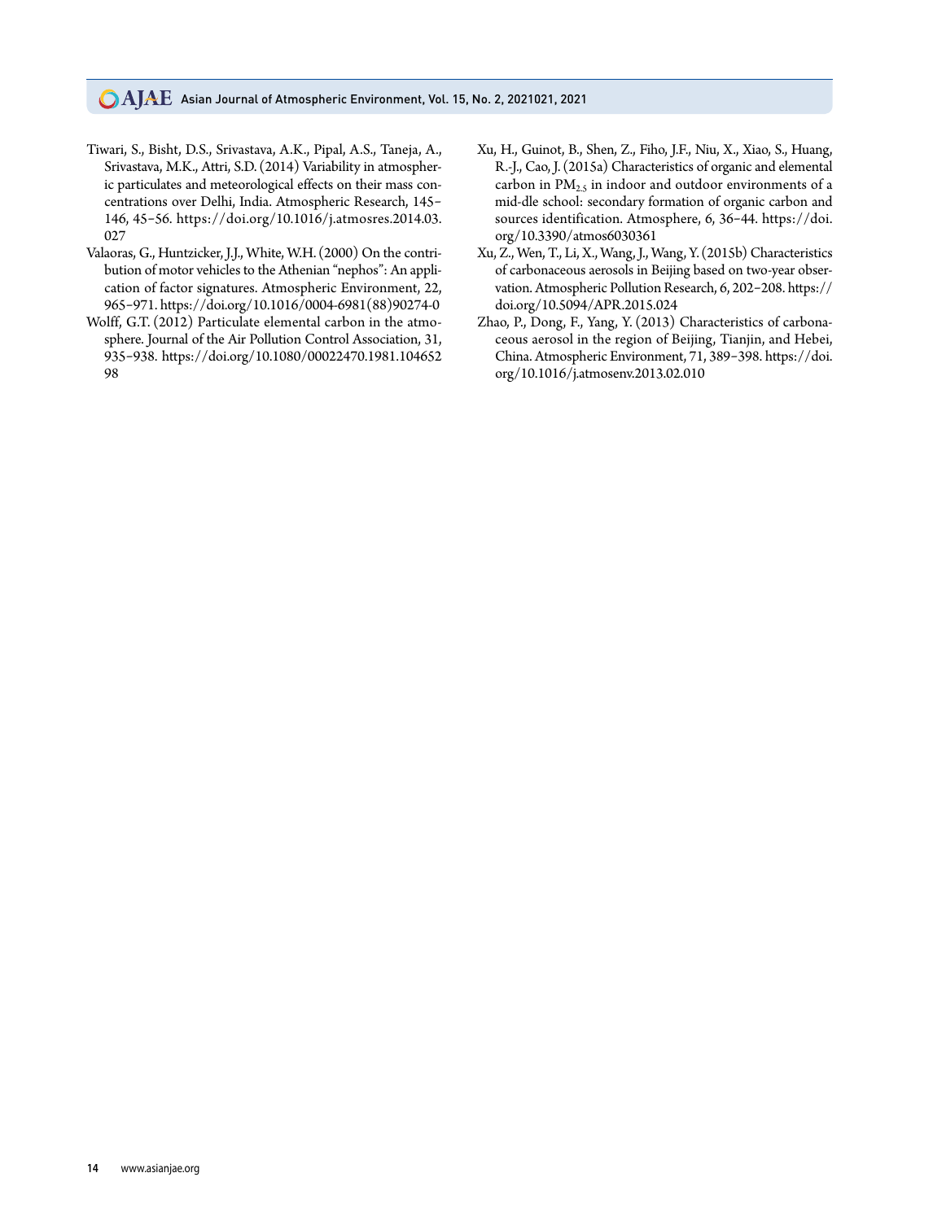Tiwari, S., Bisht, D.S., Srivastava, A.K., Pipal, A.S., Taneja, A., Srivastava, M.K., Attri, S.D. (2014) Variability in atmospheric particulates and meteorological effects on their mass concentrations over Delhi, India. Atmospheric Research, 145–146, 45–56. https://doi.org/10.1016/j.atmosres.2014.03.027

Valaoras, G., Huntzicker, J.J., White, W.H. (2000) On the contribution of motor vehicles to the Athenian "nephos": An application of factor signatures. Atmospheric Environment, 22, 965–971. https://doi.org/10.1016/0004-6981(88)90274-0

Wolff, G.T. (2012) Particulate elemental carbon in the atmosphere. Journal of the Air Pollution Control Association, 31, 935–938. https://doi.org/10.1080/00022470.1981.10465298

Xu, H., Guinot, B., Shen, Z., Fiho, J.F., Niu, X., Xiao, S., Huang, R.-J., Cao, J. (2015a) Characteristics of organic and elemental carbon in $PM_{2.5}$ in indoor and outdoor environments of a mid-dle school: secondary formation of organic carbon and sources identification. Atmosphere, 6, 36–44. https://doi.org/10.3390/atmos6030361

Xu, Z., Wen, T., Li, X., Wang, J., Wang, Y. (2015b) Characteristics of carbonaceous aerosols in Beijing based on two-year observation. Atmospheric Pollution Research, 6, 202–208. https://doi.org/10.5094/APR.2015.024

Zhao, P., Dong, F., Yang, Y. (2013) Characteristics of carbonaceous aerosol in the region of Beijing, Tianjin, and Hebei, China. Atmospheric Environment, 71, 389–398. https://doi.org/10.1016/j.atmosenv.2013.02.010